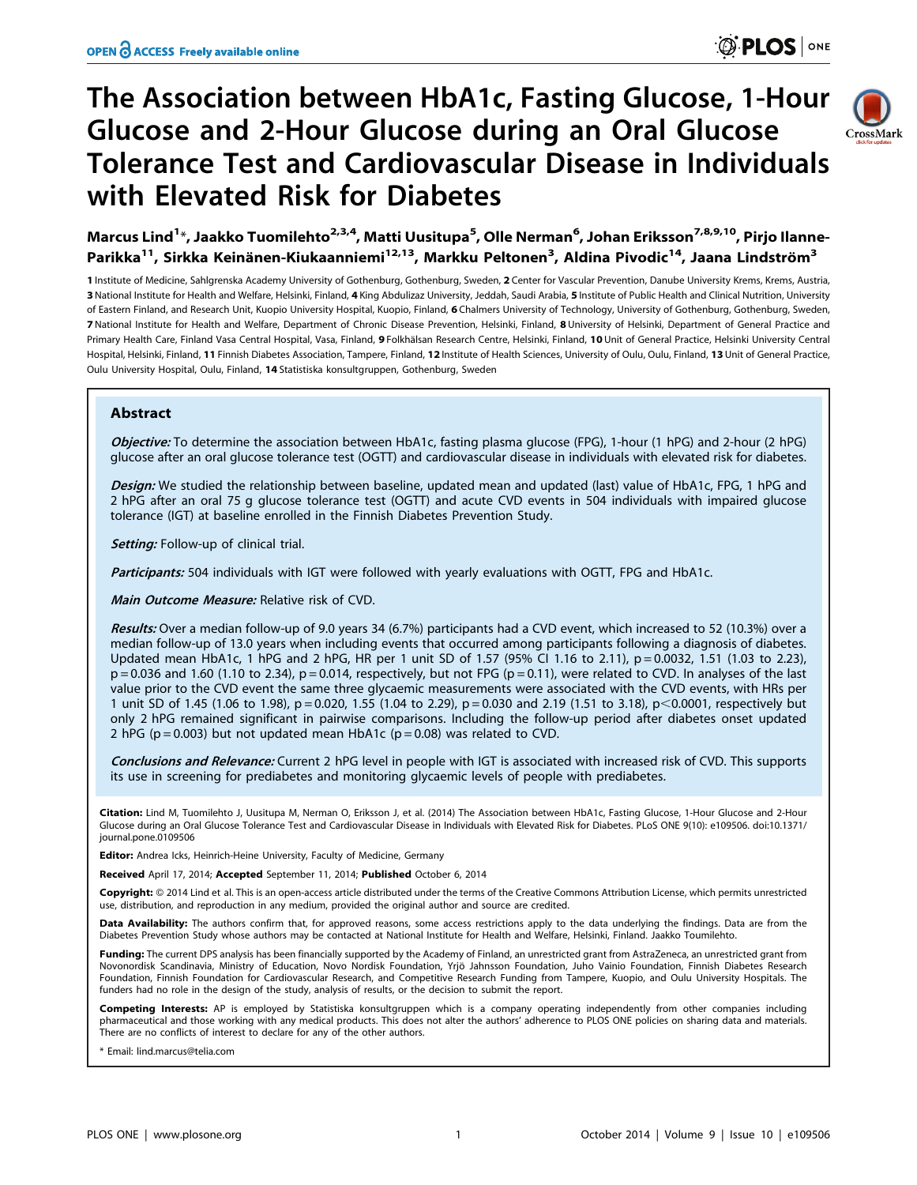# The Association between HbA1c, Fasting Glucose, 1-Hour Glucose and 2-Hour Glucose during an Oral Glucose Tolerance Test and Cardiovascular Disease in Individuals with Elevated Risk for Diabetes

Marcus Lind[1]*, Jaakko Tuomilehto[2,3,4], Matti Uusitupa[5], Olle Nerman[6], Johan Eriksson[7,8,9,10], Pirjo Ilanne-Parikka[11], Sirkka Keinänen-Kiukaanniemi[12,13], Markku Peltonen[3], Aldina Pivodic[14], Jaana Lindström[3]

**1** Institute of Medicine, Sahlgrenska Academy University of Gothenburg, Gothenburg, Sweden, **2** Center for Vascular Prevention, Danube University Krems, Krems, Austria, **3** National Institute for Health and Welfare, Helsinki, Finland, **4** King Abdulizaz University, Jeddah, Saudi Arabia, **5** Institute of Public Health and Clinical Nutrition, University of Eastern Finland, and Research Unit, Kuopio University Hospital, Kuopio, Finland, **6** Chalmers University of Technology, University of Gothenburg, Gothenburg, Sweden, **7** National Institute for Health and Welfare, Department of Chronic Disease Prevention, Helsinki, Finland, **8** University of Helsinki, Department of General Practice and Primary Health Care, Finland Vasa Central Hospital, Vasa, Finland, **9** Folkhälsan Research Centre, Helsinki, Finland, **10** Unit of General Practice, Helsinki University Central Hospital, Helsinki, Finland, **11** Finnish Diabetes Association, Tampere, Finland, **12** Institute of Health Sciences, University of Oulu, Oulu, Finland, **13** Unit of General Practice, Oulu University Hospital, Oulu, Finland, **14** Statistiska konsultgruppen, Gothenburg, Sweden

## Abstract

***Objective:*** To determine the association between HbA1c, fasting plasma glucose (FPG), 1-hour (1 hPG) and 2-hour (2 hPG) glucose after an oral glucose tolerance test (OGTT) and cardiovascular disease in individuals with elevated risk for diabetes.

***Design:*** We studied the relationship between baseline, updated mean and updated (last) value of HbA1c, FPG, 1 hPG and 2 hPG after an oral 75 g glucose tolerance test (OGTT) and acute CVD events in 504 individuals with impaired glucose tolerance (IGT) at baseline enrolled in the Finnish Diabetes Prevention Study.

***Setting:*** Follow-up of clinical trial.

***Participants:*** 504 individuals with IGT were followed with yearly evaluations with OGTT, FPG and HbA1c.

***Main Outcome Measure:*** Relative risk of CVD.

***Results:*** Over a median follow-up of 9.0 years 34 (6.7%) participants had a CVD event, which increased to 52 (10.3%) over a median follow-up of 13.0 years when including events that occurred among participants following a diagnosis of diabetes. Updated mean HbA1c, 1 hPG and 2 hPG, HR per 1 unit SD of 1.57 (95% CI 1.16 to 2.11), $p = 0.0032$, 1.51 (1.03 to 2.23), $p = 0.036$ and 1.60 (1.10 to 2.34), $p = 0.014$, respectively, but not FPG ($p = 0.11$), were related to CVD. In analyses of the last value prior to the CVD event the same three glycaemic measurements were associated with the CVD events, with HRs per 1 unit SD of 1.45 (1.06 to 1.98), $p = 0.020$, 1.55 (1.04 to 2.29), $p = 0.030$ and 2.19 (1.51 to 3.18), $p < 0.0001$, respectively but only 2 hPG remained significant in pairwise comparisons. Including the follow-up period after diabetes onset updated 2 hPG ($p = 0.003$) but not updated mean HbA1c ($p = 0.08$) was related to CVD.

***Conclusions and Relevance:*** Current 2 hPG level in people with IGT is associated with increased risk of CVD. This supports its use in screening for prediabetes and monitoring glycaemic levels of people with prediabetes.

**Citation:** Lind M, Tuomilehto J, Uusitupa M, Nerman O, Eriksson J, et al. (2014) The Association between HbA1c, Fasting Glucose, 1-Hour Glucose and 2-Hour Glucose during an Oral Glucose Tolerance Test and Cardiovascular Disease in Individuals with Elevated Risk for Diabetes. PLoS ONE 9(10): e109506. doi:10.1371/journal.pone.0109506

**Editor:** Andrea Icks, Heinrich-Heine University, Faculty of Medicine, Germany

**Received** April 17, 2014; **Accepted** September 11, 2014; **Published** October 6, 2014

**Copyright:** © 2014 Lind et al. This is an open-access article distributed under the terms of the Creative Commons Attribution License, which permits unrestricted use, distribution, and reproduction in any medium, provided the original author and source are credited.

**Data Availability:** The authors confirm that, for approved reasons, some access restrictions apply to the data underlying the findings. Data are from the Diabetes Prevention Study whose authors may be contacted at National Institute for Health and Welfare, Helsinki, Finland. Jaakko Toumilehto.

**Funding:** The current DPS analysis has been financially supported by the Academy of Finland, an unrestricted grant from AstraZeneca, an unrestricted grant from Novonordisk Scandinavia, Ministry of Education, Novo Nordisk Foundation, Yrjö Jahnsson Foundation, Juho Vainio Foundation, Finnish Diabetes Research Foundation, Finnish Foundation for Cardiovascular Research, and Competitive Research Funding from Tampere, Kuopio, and Oulu University Hospitals. The funders had no role in the design of the study, analysis of results, or the decision to submit the report.

**Competing Interests:** AP is employed by Statistiska konsultgruppen which is a company operating independently from other companies including pharmaceutical and those working with any medical products. This does not alter the authors' adherence to PLOS ONE policies on sharing data and materials. There are no conflicts of interest to declare for any of the other authors.

\* Email: lind.marcus@telia.com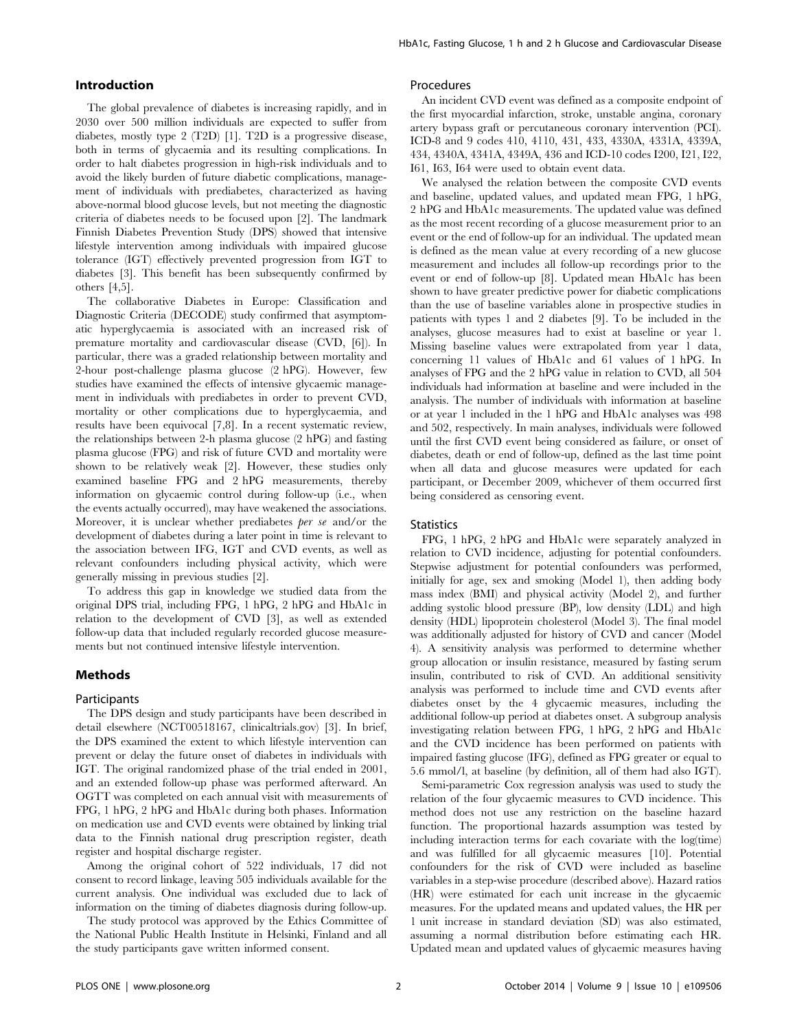## Introduction

The global prevalence of diabetes is increasing rapidly, and in 2030 over 500 million individuals are expected to suffer from diabetes, mostly type 2 (T2D) [1]. T2D is a progressive disease, both in terms of glycaemia and its resulting complications. In order to halt diabetes progression in high-risk individuals and to avoid the likely burden of future diabetic complications, management of individuals with prediabetes, characterized as having above-normal blood glucose levels, but not meeting the diagnostic criteria of diabetes needs to be focused upon [2]. The landmark Finnish Diabetes Prevention Study (DPS) showed that intensive lifestyle intervention among individuals with impaired glucose tolerance (IGT) effectively prevented progression from IGT to diabetes [3]. This benefit has been subsequently confirmed by others [4,5].

The collaborative Diabetes in Europe: Classification and Diagnostic Criteria (DECODE) study confirmed that asymptomatic hyperglycaemia is associated with an increased risk of premature mortality and cardiovascular disease (CVD, [6]). In particular, there was a graded relationship between mortality and 2-hour post-challenge plasma glucose (2 hPG). However, few studies have examined the effects of intensive glycaemic management in individuals with prediabetes in order to prevent CVD, mortality or other complications due to hyperglycaemia, and results have been equivocal [7,8]. In a recent systematic review, the relationships between 2-h plasma glucose (2 hPG) and fasting plasma glucose (FPG) and risk of future CVD and mortality were shown to be relatively weak [2]. However, these studies only examined baseline FPG and 2 hPG measurements, thereby information on glycaemic control during follow-up (i.e., when the events actually occurred), may have weakened the associations. Moreover, it is unclear whether prediabetes *per se* and/or the development of diabetes during a later point in time is relevant to the association between IFG, IGT and CVD events, as well as relevant confounders including physical activity, which were generally missing in previous studies [2].

To address this gap in knowledge we studied data from the original DPS trial, including FPG, 1 hPG, 2 hPG and HbA1c in relation to the development of CVD [3], as well as extended follow-up data that included regularly recorded glucose measurements but not continued intensive lifestyle intervention.

## Methods

### Participants

The DPS design and study participants have been described in detail elsewhere (NCT00518167, clinicaltrials.gov) [3]. In brief, the DPS examined the extent to which lifestyle intervention can prevent or delay the future onset of diabetes in individuals with IGT. The original randomized phase of the trial ended in 2001, and an extended follow-up phase was performed afterward. An OGTT was completed on each annual visit with measurements of FPG, 1 hPG, 2 hPG and HbA1c during both phases. Information on medication use and CVD events were obtained by linking trial data to the Finnish national drug prescription register, death register and hospital discharge register.

Among the original cohort of 522 individuals, 17 did not consent to record linkage, leaving 505 individuals available for the current analysis. One individual was excluded due to lack of information on the timing of diabetes diagnosis during follow-up.

The study protocol was approved by the Ethics Committee of the National Public Health Institute in Helsinki, Finland and all the study participants gave written informed consent.

### Procedures

An incident CVD event was defined as a composite endpoint of the first myocardial infarction, stroke, unstable angina, coronary artery bypass graft or percutaneous coronary intervention (PCI). ICD-8 and 9 codes 410, 4110, 431, 433, 4330A, 4331A, 4339A, 434, 4340A, 4341A, 4349A, 436 and ICD-10 codes I200, I21, I22, I61, I63, I64 were used to obtain event data.

We analysed the relation between the composite CVD events and baseline, updated values, and updated mean FPG, 1 hPG, 2 hPG and HbA1c measurements. The updated value was defined as the most recent recording of a glucose measurement prior to an event or the end of follow-up for an individual. The updated mean is defined as the mean value at every recording of a new glucose measurement and includes all follow-up recordings prior to the event or end of follow-up [8]. Updated mean HbA1c has been shown to have greater predictive power for diabetic complications than the use of baseline variables alone in prospective studies in patients with types 1 and 2 diabetes [9]. To be included in the analyses, glucose measures had to exist at baseline or year 1. Missing baseline values were extrapolated from year 1 data, concerning 11 values of HbA1c and 61 values of 1 hPG. In analyses of FPG and the 2 hPG value in relation to CVD, all 504 individuals had information at baseline and were included in the analysis. The number of individuals with information at baseline or at year 1 included in the 1 hPG and HbA1c analyses was 498 and 502, respectively. In main analyses, individuals were followed until the first CVD event being considered as failure, or onset of diabetes, death or end of follow-up, defined as the last time point when all data and glucose measures were updated for each participant, or December 2009, whichever of them occurred first being considered as censoring event.

### Statistics

FPG, 1 hPG, 2 hPG and HbA1c were separately analyzed in relation to CVD incidence, adjusting for potential confounders. Stepwise adjustment for potential confounders was performed, initially for age, sex and smoking (Model 1), then adding body mass index (BMI) and physical activity (Model 2), and further adding systolic blood pressure (BP), low density (LDL) and high density (HDL) lipoprotein cholesterol (Model 3). The final model was additionally adjusted for history of CVD and cancer (Model 4). A sensitivity analysis was performed to determine whether group allocation or insulin resistance, measured by fasting serum insulin, contributed to risk of CVD. An additional sensitivity analysis was performed to include time and CVD events after diabetes onset by the 4 glycaemic measures, including the additional follow-up period at diabetes onset. A subgroup analysis investigating relation between FPG, 1 hPG, 2 hPG and HbA1c and the CVD incidence has been performed on patients with impaired fasting glucose (IFG), defined as FPG greater or equal to 5.6 mmol/l, at baseline (by definition, all of them had also IGT).

Semi-parametric Cox regression analysis was used to study the relation of the four glycaemic measures to CVD incidence. This method does not use any restriction on the baseline hazard function. The proportional hazards assumption was tested by including interaction terms for each covariate with the log(time) and was fulfilled for all glycaemic measures [10]. Potential confounders for the risk of CVD were included as baseline variables in a step-wise procedure (described above). Hazard ratios (HR) were estimated for each unit increase in the glycaemic measures. For the updated means and updated values, the HR per 1 unit increase in standard deviation (SD) was also estimated, assuming a normal distribution before estimating each HR. Updated mean and updated values of glycaemic measures having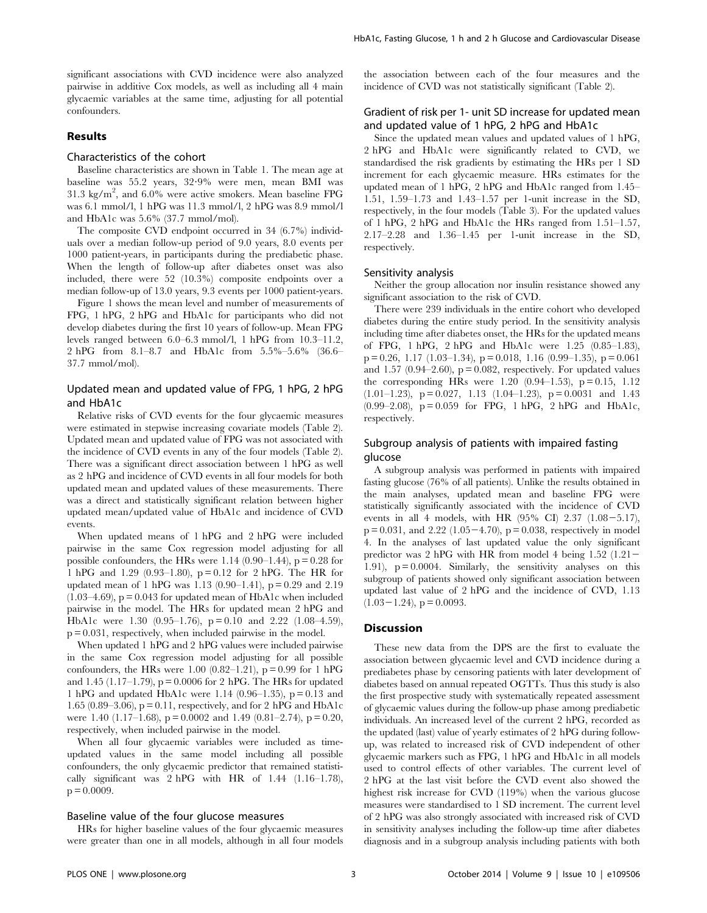significant associations with CVD incidence were also analyzed pairwise in additive Cox models, as well as including all 4 main glycaemic variables at the same time, adjusting for all potential confounders.

## Results

### Characteristics of the cohort

Baseline characteristics are shown in Table 1. The mean age at baseline was 55.2 years, 32·9% were men, mean BMI was 31.3 kg/m$^2$, and 6.0% were active smokers. Mean baseline FPG was 6.1 mmol/l, 1 hPG was 11.3 mmol/l, 2 hPG was 8.9 mmol/l and HbA1c was 5.6% (37.7 mmol/mol).

The composite CVD endpoint occurred in 34 (6.7%) individuals over a median follow-up period of 9.0 years, 8.0 events per 1000 patient-years, in participants during the prediabetic phase. When the length of follow-up after diabetes onset was also included, there were 52 (10.3%) composite endpoints over a median follow-up of 13.0 years, 9.3 events per 1000 patient-years.

Figure 1 shows the mean level and number of measurements of FPG, 1 hPG, 2 hPG and HbA1c for participants who did not develop diabetes during the first 10 years of follow-up. Mean FPG levels ranged between 6.0–6.3 mmol/l, 1 hPG from 10.3–11.2, 2 hPG from 8.1–8.7 and HbA1c from 5.5%–5.6% (36.6–37.7 mmol/mol).

### Updated mean and updated value of FPG, 1 hPG, 2 hPG and HbA1c

Relative risks of CVD events for the four glycaemic measures were estimated in stepwise increasing covariate models (Table 2). Updated mean and updated value of FPG was not associated with the incidence of CVD events in any of the four models (Table 2). There was a significant direct association between 1 hPG as well as 2 hPG and incidence of CVD events in all four models for both updated mean and updated values of these measurements. There was a direct and statistically significant relation between higher updated mean/updated value of HbA1c and incidence of CVD events.

When updated means of 1 hPG and 2 hPG were included pairwise in the same Cox regression model adjusting for all possible confounders, the HRs were 1.14 (0.90–1.44), $p = 0.28$ for 1 hPG and 1.29 (0.93–1.80), $p = 0.12$ for 2 hPG. The HR for updated mean of 1 hPG was 1.13 (0.90–1.41), $p = 0.29$ and 2.19 (1.03–4.69), $p = 0.043$ for updated mean of HbA1c when included pairwise in the model. The HRs for updated mean 2 hPG and HbA1c were 1.30 (0.95–1.76), $p = 0.10$ and 2.22 (1.08–4.59), $p = 0.031$, respectively, when included pairwise in the model.

When updated 1 hPG and 2 hPG values were included pairwise in the same Cox regression model adjusting for all possible confounders, the HRs were 1.00 (0.82–1.21), $p = 0.99$ for 1 hPG and 1.45 (1.17–1.79), $p = 0.0006$ for 2 hPG. The HRs for updated 1 hPG and updated HbA1c were 1.14 (0.96–1.35), $p = 0.13$ and 1.65 (0.89–3.06), $p = 0.11$, respectively, and for 2 hPG and HbA1c were 1.40 (1.17–1.68), $p = 0.0002$ and 1.49 (0.81–2.74), $p = 0.20$, respectively, when included pairwise in the model.

When all four glycaemic variables were included as time-updated values in the same model including all possible confounders, the only glycaemic predictor that remained statistically significant was 2 hPG with HR of 1.44 (1.16–1.78), $p = 0.0009$.

### Baseline value of the four glucose measures

HRs for higher baseline values of the four glycaemic measures were greater than one in all models, although in all four models the association between each of the four measures and the incidence of CVD was not statistically significant (Table 2).

### Gradient of risk per 1- unit SD increase for updated mean and updated value of 1 hPG, 2 hPG and HbA1c

Since the updated mean values and updated values of 1 hPG, 2 hPG and HbA1c were significantly related to CVD, we standardised the risk gradients by estimating the HRs per 1 SD increment for each glycaemic measure. HRs estimates for the updated mean of 1 hPG, 2 hPG and HbA1c ranged from 1.45–1.51, 1.59–1.73 and 1.43–1.57 per 1-unit increase in the SD, respectively, in the four models (Table 3). For the updated values of 1 hPG, 2 hPG and HbA1c the HRs ranged from 1.51–1.57, 2.17–2.28 and 1.36–1.45 per 1-unit increase in the SD, respectively.

### Sensitivity analysis

Neither the group allocation nor insulin resistance showed any significant association to the risk of CVD.

There were 239 individuals in the entire cohort who developed diabetes during the entire study period. In the sensitivity analysis including time after diabetes onset, the HRs for the updated means of FPG, 1 hPG, 2 hPG and HbA1c were 1.25 (0.85–1.83), $p = 0.26$, 1.17 (1.03–1.34), $p = 0.018$, 1.16 (0.99–1.35), $p = 0.061$ and 1.57 (0.94–2.60), $p = 0.082$, respectively. For updated values the corresponding HRs were 1.20 (0.94–1.53), $p = 0.15$, 1.12 (1.01–1.23), $p = 0.027$, 1.13 (1.04–1.23), $p = 0.0031$ and 1.43 (0.99–2.08), $p = 0.059$ for FPG, 1 hPG, 2 hPG and HbA1c, respectively.

### Subgroup analysis of patients with impaired fasting glucose

A subgroup analysis was performed in patients with impaired fasting glucose (76% of all patients). Unlike the results obtained in the main analyses, updated mean and baseline FPG were statistically significantly associated with the incidence of CVD events in all 4 models, with HR (95% CI) 2.37 (1.08−5.17), $p = 0.031$, and 2.22 (1.05−4.70), $p = 0.038$, respectively in model 4. In the analyses of last updated value the only significant predictor was 2 hPG with HR from model 4 being 1.52 (1.21−1.91), $p = 0.0004$. Similarly, the sensitivity analyses on this subgroup of patients showed only significant association between updated last value of 2 hPG and the incidence of CVD, 1.13 (1.03−1.24), $p = 0.0093$.

## Discussion

These new data from the DPS are the first to evaluate the association between glycaemic level and CVD incidence during a prediabetes phase by censoring patients with later development of diabetes based on annual repeated OGTTs. Thus this study is also the first prospective study with systematically repeated assessment of glycaemic values during the follow-up phase among prediabetic individuals. An increased level of the current 2 hPG, recorded as the updated (last) value of yearly estimates of 2 hPG during follow-up, was related to increased risk of CVD independent of other glycaemic markers such as FPG, 1 hPG and HbA1c in all models used to control effects of other variables. The current level of 2 hPG at the last visit before the CVD event also showed the highest risk increase for CVD (119%) when the various glucose measures were standardised to 1 SD increment. The current level of 2 hPG was also strongly associated with increased risk of CVD in sensitivity analyses including the follow-up time after diabetes diagnosis and in a subgroup analysis including patients with both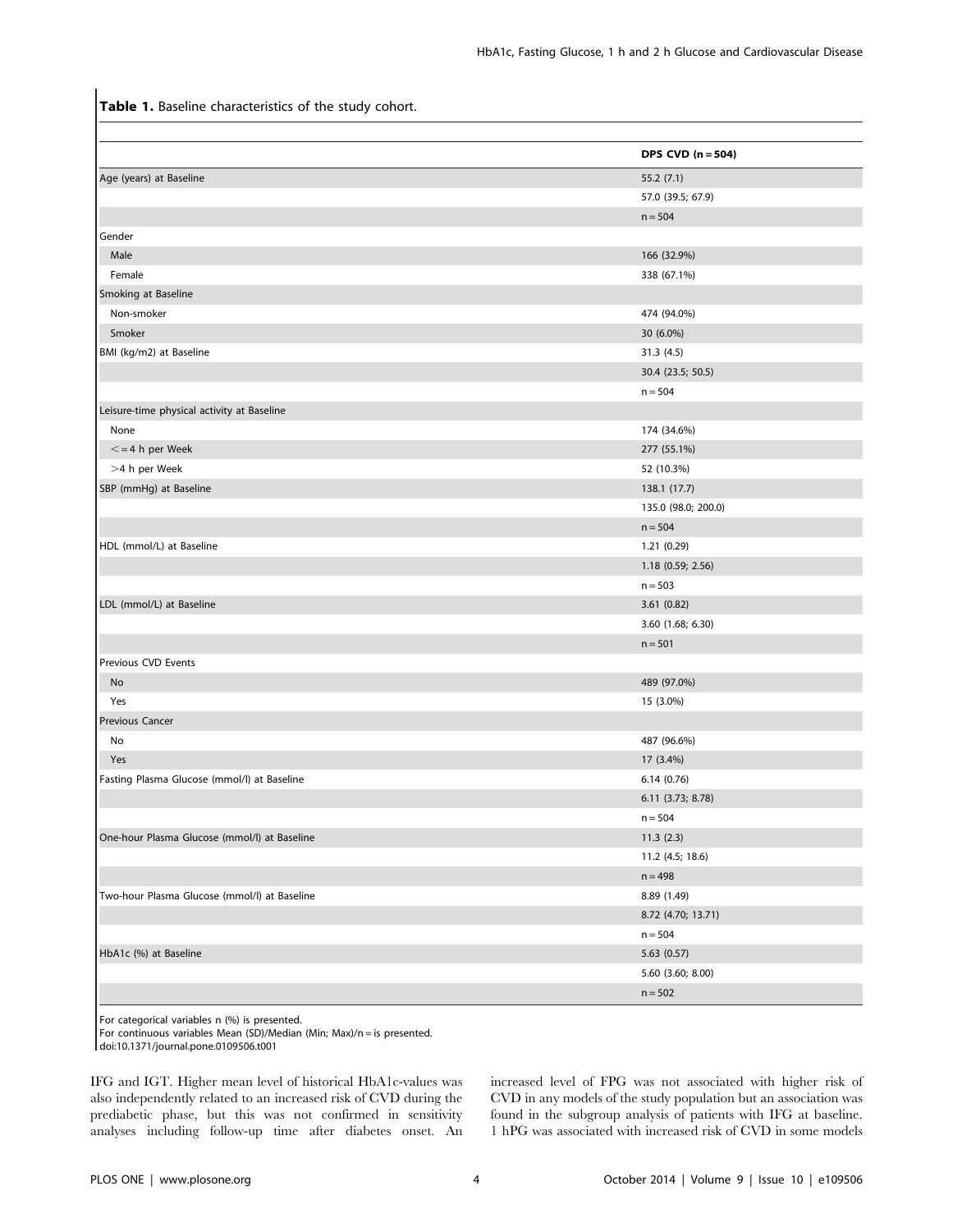**Table 1.** Baseline characteristics of the study cohort.

| | DPS CVD (n = 504) |
|---|---|
| Age (years) at Baseline | 55.2 (7.1) |
| | 57.0 (39.5; 67.9) |
| | n = 504 |
| Gender | |
| Male | 166 (32.9%) |
| Female | 338 (67.1%) |
| Smoking at Baseline | |
| Non-smoker | 474 (94.0%) |
| Smoker | 30 (6.0%) |
| BMI (kg/m2) at Baseline | 31.3 (4.5) |
| | 30.4 (23.5; 50.5) |
| | n = 504 |
| Leisure-time physical activity at Baseline | |
| None | 174 (34.6%) |
| <=4 h per Week | 277 (55.1%) |
| >4 h per Week | 52 (10.3%) |
| SBP (mmHg) at Baseline | 138.1 (17.7) |
| | 135.0 (98.0; 200.0) |
| | n = 504 |
| HDL (mmol/L) at Baseline | 1.21 (0.29) |
| | 1.18 (0.59; 2.56) |
| | n = 503 |
| LDL (mmol/L) at Baseline | 3.61 (0.82) |
| | 3.60 (1.68; 6.30) |
| | n = 501 |
| Previous CVD Events | |
| No | 489 (97.0%) |
| Yes | 15 (3.0%) |
| Previous Cancer | |
| No | 487 (96.6%) |
| Yes | 17 (3.4%) |
| Fasting Plasma Glucose (mmol/l) at Baseline | 6.14 (0.76) |
| | 6.11 (3.73; 8.78) |
| | n = 504 |
| One-hour Plasma Glucose (mmol/l) at Baseline | 11.3 (2.3) |
| | 11.2 (4.5; 18.6) |
| | n = 498 |
| Two-hour Plasma Glucose (mmol/l) at Baseline | 8.89 (1.49) |
| | 8.72 (4.70; 13.71) |
| | n = 504 |
| HbA1c (%) at Baseline | 5.63 (0.57) |
| | 5.60 (3.60; 8.00) |
| | n = 502 |

For categorical variables n (%) is presented.
For continuous variables Mean (SD)/Median (Min; Max)/n = is presented.
doi:10.1371/journal.pone.0109506.t001

IFG and IGT. Higher mean level of historical HbA1c-values was also independently related to an increased risk of CVD during the prediabetic phase, but this was not confirmed in sensitivity analyses including follow-up time after diabetes onset. An increased level of FPG was not associated with higher risk of CVD in any models of the study population but an association was found in the subgroup analysis of patients with IFG at baseline. 1 hPG was associated with increased risk of CVD in some models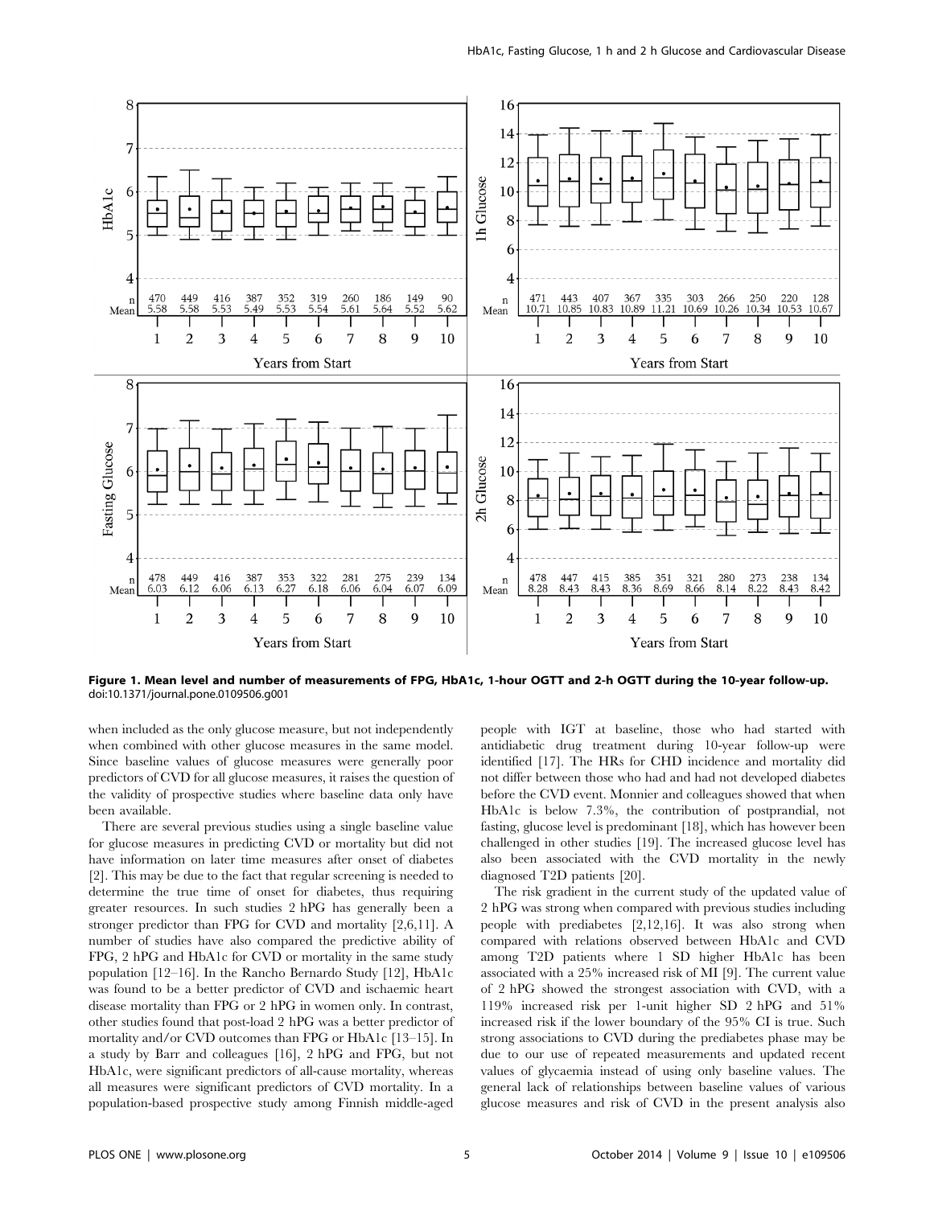**Figure 1. Mean level and number of measurements of FPG, HbA1c, 1-hour OGTT and 2-h OGTT during the 10-year follow-up.**
doi:10.1371/journal.pone.0109506.g001

when included as the only glucose measure, but not independently when combined with other glucose measures in the same model. Since baseline values of glucose measures were generally poor predictors of CVD for all glucose measures, it raises the question of the validity of prospective studies where baseline data only have been available.

There are several previous studies using a single baseline value for glucose measures in predicting CVD or mortality but did not have information on later time measures after onset of diabetes [2]. This may be due to the fact that regular screening is needed to determine the true time of onset for diabetes, thus requiring greater resources. In such studies 2 hPG has generally been a stronger predictor than FPG for CVD and mortality [2,6,11]. A number of studies have also compared the predictive ability of FPG, 2 hPG and HbA1c for CVD or mortality in the same study population [12–16]. In the Rancho Bernardo Study [12], HbA1c was found to be a better predictor of CVD and ischaemic heart disease mortality than FPG or 2 hPG in women only. In contrast, other studies found that post-load 2 hPG was a better predictor of mortality and/or CVD outcomes than FPG or HbA1c [13–15]. In a study by Barr and colleagues [16], 2 hPG and FPG, but not HbA1c, were significant predictors of all-cause mortality, whereas all measures were significant predictors of CVD mortality. In a population-based prospective study among Finnish middle-aged people with IGT at baseline, those who had started with antidiabetic drug treatment during 10-year follow-up were identified [17]. The HRs for CHD incidence and mortality did not differ between those who had and had not developed diabetes before the CVD event. Monnier and colleagues showed that when HbA1c is below 7.3%, the contribution of postprandial, not fasting, glucose level is predominant [18], which has however been challenged in other studies [19]. The increased glucose level has also been associated with the CVD mortality in the newly diagnosed T2D patients [20].

The risk gradient in the current study of the updated value of 2 hPG was strong when compared with previous studies including people with prediabetes [2,12,16]. It was also strong when compared with relations observed between HbA1c and CVD among T2D patients where 1 SD higher HbA1c has been associated with a 25% increased risk of MI [9]. The current value of 2 hPG showed the strongest association with CVD, with a 119% increased risk per 1-unit higher SD 2 hPG and 51% increased risk if the lower boundary of the 95% CI is true. Such strong associations to CVD during the prediabetes phase may be due to our use of repeated measurements and updated recent values of glycaemia instead of using only baseline values. The general lack of relationships between baseline values of various glucose measures and risk of CVD in the present analysis also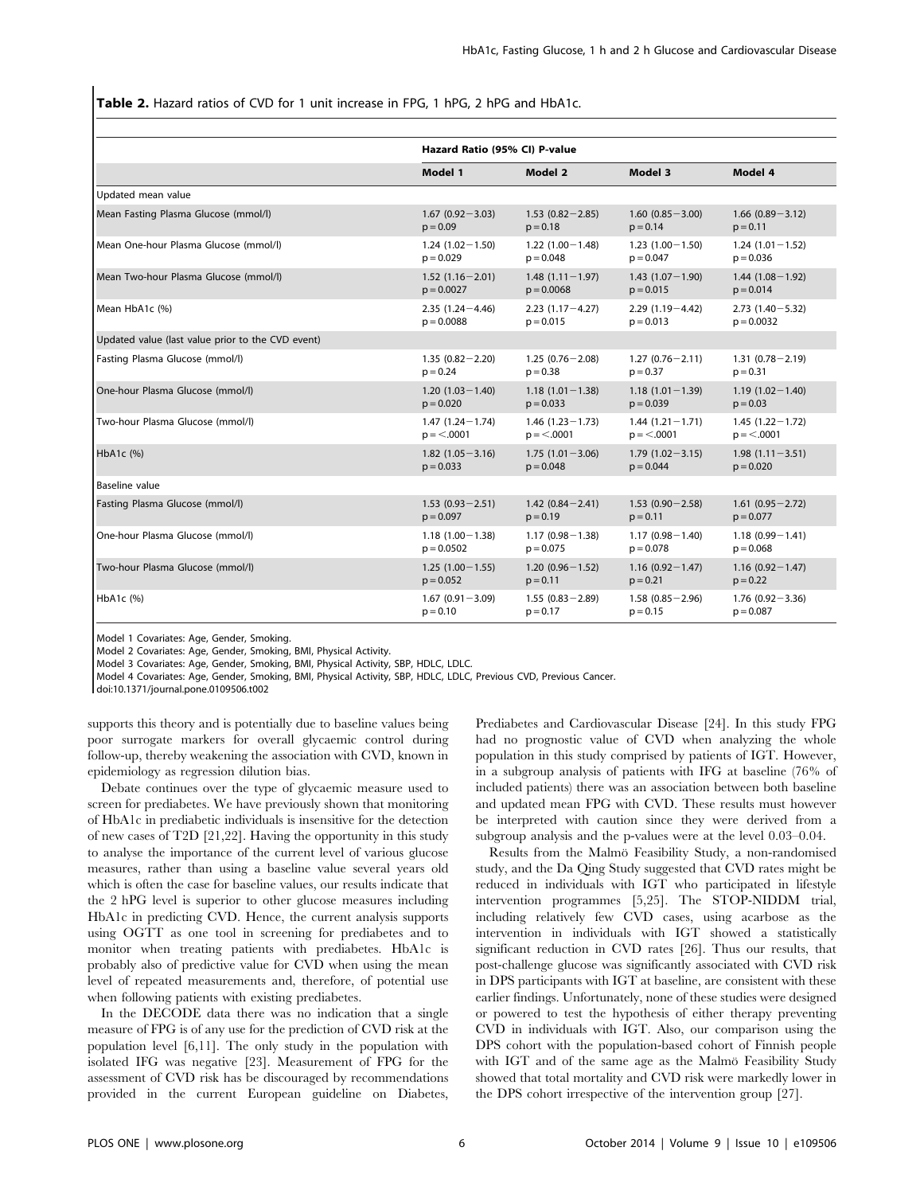**Table 2.** Hazard ratios of CVD for 1 unit increase in FPG, 1 hPG, 2 hPG and HbA1c.

| | Hazard Ratio (95% CI) P-value | | | |
|---|---|---|---|---|
| | **Model 1** | **Model 2** | **Model 3** | **Model 4** |
| Updated mean value | | | | |
| Mean Fasting Plasma Glucose (mmol/l) | 1.67 (0.92−3.03) p = 0.09 | 1.53 (0.82−2.85) p = 0.18 | 1.60 (0.85−3.00) p = 0.14 | 1.66 (0.89−3.12) p = 0.11 |
| Mean One-hour Plasma Glucose (mmol/l) | 1.24 (1.02−1.50) p = 0.029 | 1.22 (1.00−1.48) p = 0.048 | 1.23 (1.00−1.50) p = 0.047 | 1.24 (1.01−1.52) p = 0.036 |
| Mean Two-hour Plasma Glucose (mmol/l) | 1.52 (1.16−2.01) p = 0.0027 | 1.48 (1.11−1.97) p = 0.0068 | 1.43 (1.07−1.90) p = 0.015 | 1.44 (1.08−1.92) p = 0.014 |
| Mean HbA1c (%) | 2.35 (1.24−4.46) p = 0.0088 | 2.23 (1.17−4.27) p = 0.015 | 2.29 (1.19−4.42) p = 0.013 | 2.73 (1.40−5.32) p = 0.0032 |
| Updated value (last value prior to the CVD event) | | | | |
| Fasting Plasma Glucose (mmol/l) | 1.35 (0.82−2.20) p = 0.24 | 1.25 (0.76−2.08) p = 0.38 | 1.27 (0.76−2.11) p = 0.37 | 1.31 (0.78−2.19) p = 0.31 |
| One-hour Plasma Glucose (mmol/l) | 1.20 (1.03−1.40) p = 0.020 | 1.18 (1.01−1.38) p = 0.033 | 1.18 (1.01−1.39) p = 0.039 | 1.19 (1.02−1.40) p = 0.03 |
| Two-hour Plasma Glucose (mmol/l) | 1.47 (1.24−1.74) p = <.0001 | 1.46 (1.23−1.73) p = <.0001 | 1.44 (1.21−1.71) p = <.0001 | 1.45 (1.22−1.72) p = <.0001 |
| HbA1c (%) | 1.82 (1.05−3.16) p = 0.033 | 1.75 (1.01−3.06) p = 0.048 | 1.79 (1.02−3.15) p = 0.044 | 1.98 (1.11−3.51) p = 0.020 |
| Baseline value | | | | |
| Fasting Plasma Glucose (mmol/l) | 1.53 (0.93−2.51) p = 0.097 | 1.42 (0.84−2.41) p = 0.19 | 1.53 (0.90−2.58) p = 0.11 | 1.61 (0.95−2.72) p = 0.077 |
| One-hour Plasma Glucose (mmol/l) | 1.18 (1.00−1.38) p = 0.0502 | 1.17 (0.98−1.38) p = 0.075 | 1.17 (0.98−1.40) p = 0.078 | 1.18 (0.99−1.41) p = 0.068 |
| Two-hour Plasma Glucose (mmol/l) | 1.25 (1.00−1.55) p = 0.052 | 1.20 (0.96−1.52) p = 0.11 | 1.16 (0.92−1.47) p = 0.21 | 1.16 (0.92−1.47) p = 0.22 |
| HbA1c (%) | 1.67 (0.91−3.09) p = 0.10 | 1.55 (0.83−2.89) p = 0.17 | 1.58 (0.85−2.96) p = 0.15 | 1.76 (0.92−3.36) p = 0.087 |

Model 1 Covariates: Age, Gender, Smoking.
Model 2 Covariates: Age, Gender, Smoking, BMI, Physical Activity.
Model 3 Covariates: Age, Gender, Smoking, BMI, Physical Activity, SBP, HDLC, LDLC.
Model 4 Covariates: Age, Gender, Smoking, BMI, Physical Activity, SBP, HDLC, LDLC, Previous CVD, Previous Cancer.
doi:10.1371/journal.pone.0109506.t002

supports this theory and is potentially due to baseline values being poor surrogate markers for overall glycaemic control during follow-up, thereby weakening the association with CVD, known in epidemiology as regression dilution bias.

Debate continues over the type of glycaemic measure used to screen for prediabetes. We have previously shown that monitoring of HbA1c in prediabetic individuals is insensitive for the detection of new cases of T2D [21,22]. Having the opportunity in this study to analyse the importance of the current level of various glucose measures, rather than using a baseline value several years old which is often the case for baseline values, our results indicate that the 2 hPG level is superior to other glucose measures including HbA1c in predicting CVD. Hence, the current analysis supports using OGTT as one tool in screening for prediabetes and to monitor when treating patients with prediabetes. HbA1c is probably also of predictive value for CVD when using the mean level of repeated measurements and, therefore, of potential use when following patients with existing prediabetes.

In the DECODE data there was no indication that a single measure of FPG is of any use for the prediction of CVD risk at the population level [6,11]. The only study in the population with isolated IFG was negative [23]. Measurement of FPG for the assessment of CVD risk has be discouraged by recommendations provided in the current European guideline on Diabetes, Prediabetes and Cardiovascular Disease [24]. In this study FPG had no prognostic value of CVD when analyzing the whole population in this study comprised by patients of IGT. However, in a subgroup analysis of patients with IFG at baseline (76% of included patients) there was an association between both baseline and updated mean FPG with CVD. These results must however be interpreted with caution since they were derived from a subgroup analysis and the p-values were at the level 0.03–0.04.

Results from the Malmö Feasibility Study, a non-randomised study, and the Da Qing Study suggested that CVD rates might be reduced in individuals with IGT who participated in lifestyle intervention programmes [5,25]. The STOP-NIDDM trial, including relatively few CVD cases, using acarbose as the intervention in individuals with IGT showed a statistically significant reduction in CVD rates [26]. Thus our results, that post-challenge glucose was significantly associated with CVD risk in DPS participants with IGT at baseline, are consistent with these earlier findings. Unfortunately, none of these studies were designed or powered to test the hypothesis of either therapy preventing CVD in individuals with IGT. Also, our comparison using the DPS cohort with the population-based cohort of Finnish people with IGT and of the same age as the Malmö Feasibility Study showed that total mortality and CVD risk were markedly lower in the DPS cohort irrespective of the intervention group [27].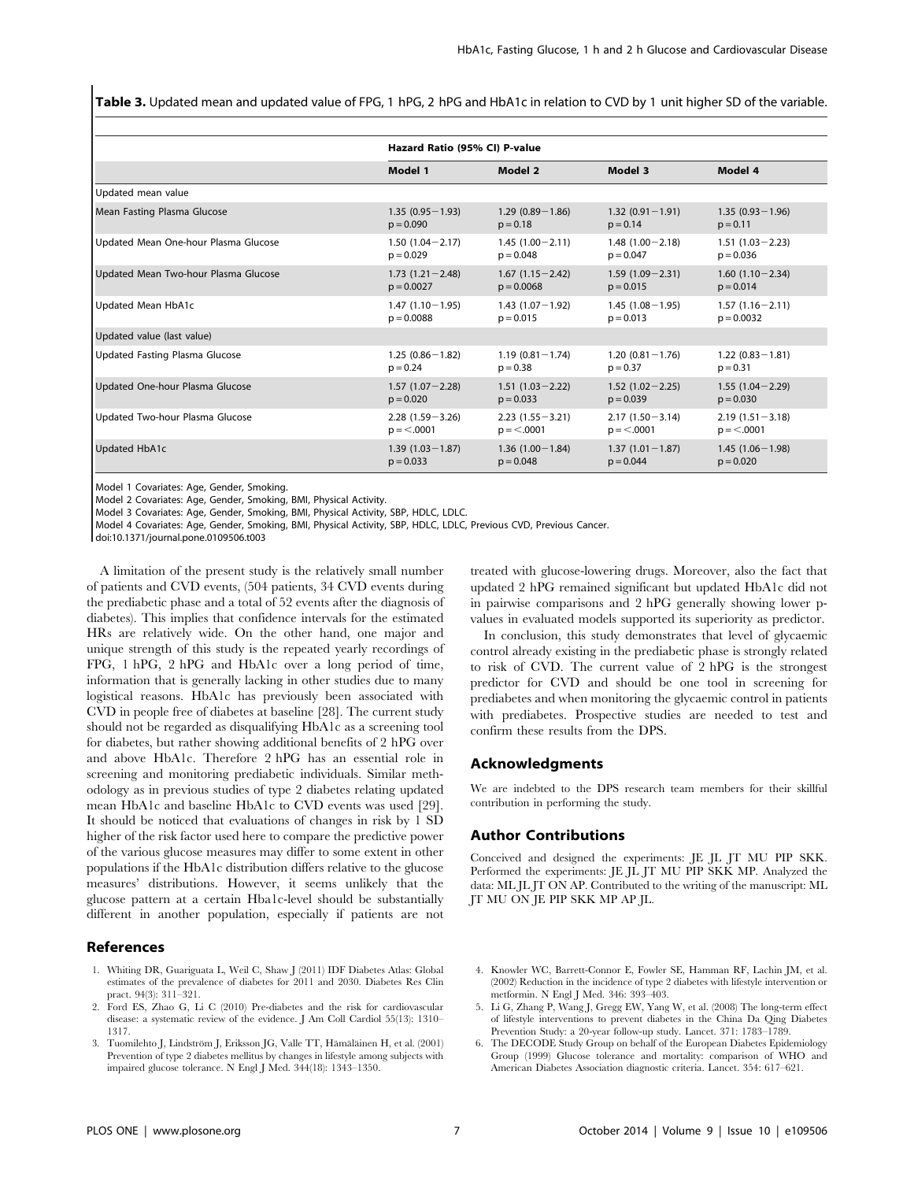**Table 3.** Updated mean and updated value of FPG, 1 hPG, 2 hPG and HbA1c in relation to CVD by 1 unit higher SD of the variable.

| | Hazard Ratio (95% CI) P-value | | | |
|---|---|---|---|---|
| | **Model 1** | **Model 2** | **Model 3** | **Model 4** |
| Updated mean value | | | | |
| Mean Fasting Plasma Glucose | 1.35 (0.95−1.93) p = 0.090 | 1.29 (0.89−1.86) p = 0.18 | 1.32 (0.91−1.91) p = 0.14 | 1.35 (0.93−1.96) p = 0.11 |
| Updated Mean One-hour Plasma Glucose | 1.50 (1.04−2.17) p = 0.029 | 1.45 (1.00−2.11) p = 0.048 | 1.48 (1.00−2.18) p = 0.047 | 1.51 (1.03−2.23) p = 0.036 |
| Updated Mean Two-hour Plasma Glucose | 1.73 (1.21−2.48) p = 0.0027 | 1.67 (1.15−2.42) p = 0.0068 | 1.59 (1.09−2.31) p = 0.015 | 1.60 (1.10−2.34) p = 0.014 |
| Updated Mean HbA1c | 1.47 (1.10−1.95) p = 0.0088 | 1.43 (1.07−1.92) p = 0.015 | 1.45 (1.08−1.95) p = 0.013 | 1.57 (1.16−2.11) p = 0.0032 |
| Updated value (last value) | | | | |
| Updated Fasting Plasma Glucose | 1.25 (0.86−1.82) p = 0.24 | 1.19 (0.81−1.74) p = 0.38 | 1.20 (0.81−1.76) p = 0.37 | 1.22 (0.83−1.81) p = 0.31 |
| Updated One-hour Plasma Glucose | 1.57 (1.07−2.28) p = 0.020 | 1.51 (1.03−2.22) p = 0.033 | 1.52 (1.02−2.25) p = 0.039 | 1.55 (1.04−2.29) p = 0.030 |
| Updated Two-hour Plasma Glucose | 2.28 (1.59−3.26) p = <.0001 | 2.23 (1.55−3.21) p = <.0001 | 2.17 (1.50−3.14) p = <.0001 | 2.19 (1.51−3.18) p = <.0001 |
| Updated HbA1c | 1.39 (1.03−1.87) p = 0.033 | 1.36 (1.00−1.84) p = 0.048 | 1.37 (1.01−1.87) p = 0.044 | 1.45 (1.06−1.98) p = 0.020 |

Model 1 Covariates: Age, Gender, Smoking.
Model 2 Covariates: Age, Gender, Smoking, BMI, Physical Activity.
Model 3 Covariates: Age, Gender, Smoking, BMI, Physical Activity, SBP, HDLC, LDLC.
Model 4 Covariates: Age, Gender, Smoking, BMI, Physical Activity, SBP, HDLC, LDLC, Previous CVD, Previous Cancer.
doi:10.1371/journal.pone.0109506.t003

A limitation of the present study is the relatively small number of patients and CVD events, (504 patients, 34 CVD events during the prediabetic phase and a total of 52 events after the diagnosis of diabetes). This implies that confidence intervals for the estimated HRs are relatively wide. On the other hand, one major and unique strength of this study is the repeated yearly recordings of FPG, 1 hPG, 2 hPG and HbA1c over a long period of time, information that is generally lacking in other studies due to many logistical reasons. HbA1c has previously been associated with CVD in people free of diabetes at baseline [28]. The current study should not be regarded as disqualifying HbA1c as a screening tool for diabetes, but rather showing additional benefits of 2 hPG over and above HbA1c. Therefore 2 hPG has an essential role in screening and monitoring prediabetic individuals. Similar methodology as in previous studies of type 2 diabetes relating updated mean HbA1c and baseline HbA1c to CVD events was used [29]. It should be noticed that evaluations of changes in risk by 1 SD higher of the risk factor used here to compare the predictive power of the various glucose measures may differ to some extent in other populations if the HbA1c distribution differs relative to the glucose measures' distributions. However, it seems unlikely that the glucose pattern at a certain Hba1c-level should be substantially different in another population, especially if patients are not treated with glucose-lowering drugs. Moreover, also the fact that updated 2 hPG remained significant but updated HbA1c did not in pairwise comparisons and 2 hPG generally showing lower p-values in evaluated models supported its superiority as predictor.

In conclusion, this study demonstrates that level of glycaemic control already existing in the prediabetic phase is strongly related to risk of CVD. The current value of 2 hPG is the strongest predictor for CVD and should be one tool in screening for prediabetes and when monitoring the glycaemic control in patients with prediabetes. Prospective studies are needed to test and confirm these results from the DPS.

## Acknowledgments

We are indebted to the DPS research team members for their skillful contribution in performing the study.

## Author Contributions

Conceived and designed the experiments: JE JL JT MU PIP SKK. Performed the experiments: JE JL JT MU PIP SKK MP. Analyzed the data: ML JL JT ON AP. Contributed to the writing of the manuscript: ML JT MU ON JE PIP SKK MP AP JL.

## References

1. Whiting DR, Guariguata L, Weil C, Shaw J (2011) IDF Diabetes Atlas: Global estimates of the prevalence of diabetes for 2011 and 2030. Diabetes Res Clin pract. 94(3): 311–321.
2. Ford ES, Zhao G, Li C (2010) Pre-diabetes and the risk for cardiovascular disease: a systematic review of the evidence. J Am Coll Cardiol 55(13): 1310–1317.
3. Tuomilehto J, Lindström J, Eriksson JG, Valle TT, Hämäläinen H, et al. (2001) Prevention of type 2 diabetes mellitus by changes in lifestyle among subjects with impaired glucose tolerance. N Engl J Med. 344(18): 1343–1350.
4. Knowler WC, Barrett-Connor E, Fowler SE, Hamman RF, Lachin JM, et al. (2002) Reduction in the incidence of type 2 diabetes with lifestyle intervention or metformin. N Engl J Med. 346: 393–403.
5. Li G, Zhang P, Wang J, Gregg EW, Yang W, et al. (2008) The long-term effect of lifestyle interventions to prevent diabetes in the China Da Qing Diabetes Prevention Study: a 20-year follow-up study. Lancet. 371: 1783–1789.
6. The DECODE Study Group on behalf of the European Diabetes Epidemiology Group (1999) Glucose tolerance and mortality: comparison of WHO and American Diabetes Association diagnostic criteria. Lancet. 354: 617–621.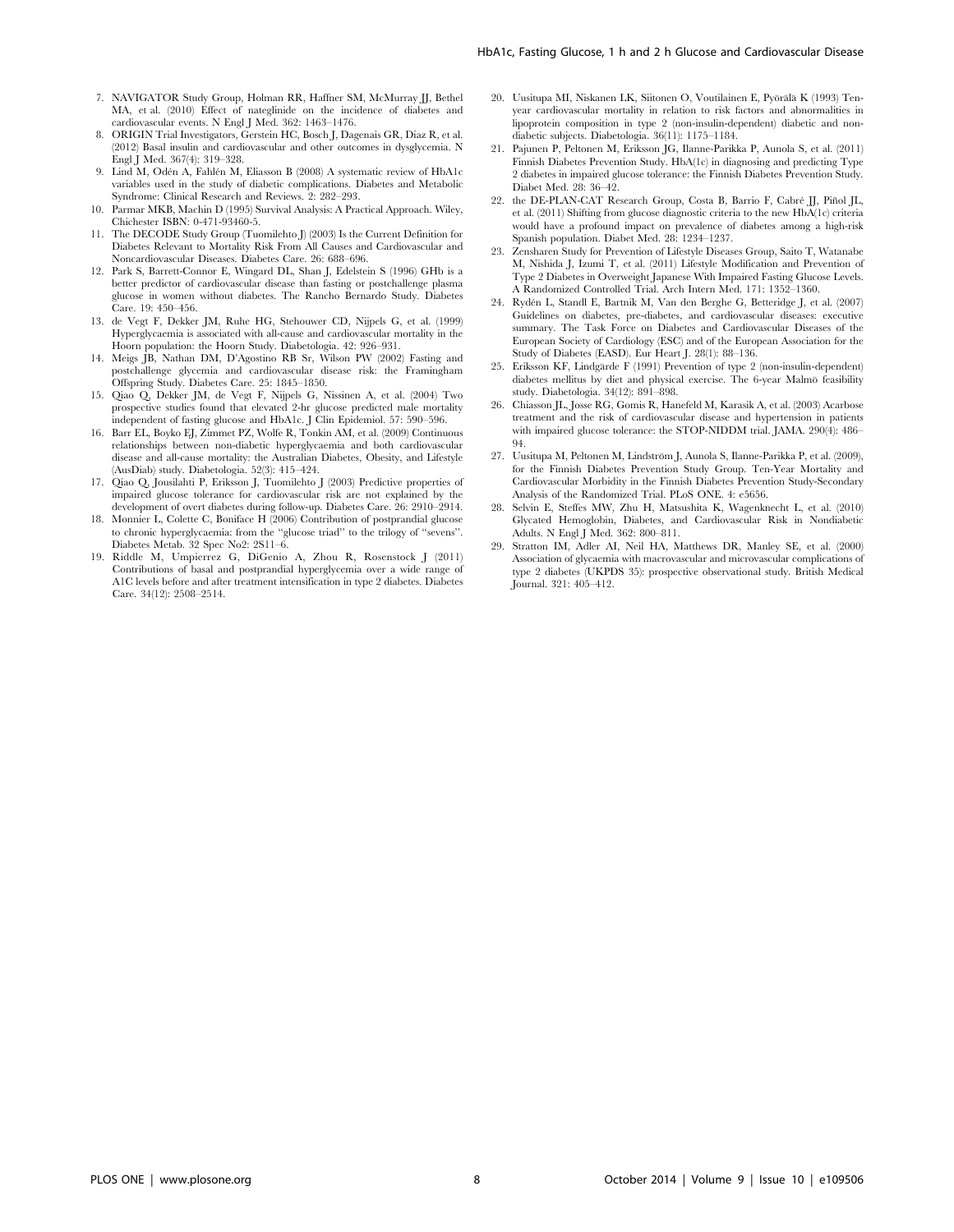7. NAVIGATOR Study Group, Holman RR, Haffner SM, McMurray JJ, Bethel MA, et al. (2010) Effect of nateglinide on the incidence of diabetes and cardiovascular events. N Engl J Med. 362: 1463–1476.
8. ORIGIN Trial Investigators, Gerstein HC, Bosch J, Dagenais GR, Díaz R, et al. (2012) Basal insulin and cardiovascular and other outcomes in dysglycemia. N Engl J Med. 367(4): 319–328.
9. Lind M, Odén A, Fahlén M, Eliasson B (2008) A systematic review of HbA1c variables used in the study of diabetic complications. Diabetes and Metabolic Syndrome: Clinical Research and Reviews. 2: 282–293.
10. Parmar MKB, Machin D (1995) Survival Analysis: A Practical Approach. Wiley, Chichester ISBN: 0-471-93460-5.
11. The DECODE Study Group (Tuomilehto J) (2003) Is the Current Definition for Diabetes Relevant to Mortality Risk From All Causes and Cardiovascular and Noncardiovascular Diseases. Diabetes Care. 26: 688–696.
12. Park S, Barrett-Connor E, Wingard DL, Shan J, Edelstein S (1996) GHb is a better predictor of cardiovascular disease than fasting or postchallenge plasma glucose in women without diabetes. The Rancho Bernardo Study. Diabetes Care. 19: 450–456.
13. de Vegt F, Dekker JM, Ruhe HG, Stehouwer CD, Nijpels G, et al. (1999) Hyperglycaemia is associated with all-cause and cardiovascular mortality in the Hoorn population: the Hoorn Study. Diabetologia. 42: 926–931.
14. Meigs JB, Nathan DM, D'Agostino RB Sr, Wilson PW (2002) Fasting and postchallenge glycemia and cardiovascular disease risk: the Framingham Offspring Study. Diabetes Care. 25: 1845–1850.
15. Qiao Q, Dekker JM, de Vegt F, Nijpels G, Nissinen A, et al. (2004) Two prospective studies found that elevated 2-hr glucose predicted male mortality independent of fasting glucose and HbA1c. J Clin Epidemiol. 57: 590–596.
16. Barr EL, Boyko EJ, Zimmet PZ, Wolfe R, Tonkin AM, et al. (2009) Continuous relationships between non-diabetic hyperglycaemia and both cardiovascular disease and all-cause mortality: the Australian Diabetes, Obesity, and Lifestyle (AusDiab) study. Diabetologia. 52(3): 415–424.
17. Qiao Q, Jousilahti P, Eriksson J, Tuomilehto J (2003) Predictive properties of impaired glucose tolerance for cardiovascular risk are not explained by the development of overt diabetes during follow-up. Diabetes Care. 26: 2910–2914.
18. Monnier L, Colette C, Boniface H (2006) Contribution of postprandial glucose to chronic hyperglycaemia: from the "glucose triad" to the trilogy of "sevens". Diabetes Metab. 32 Spec No2: 2S11–6.
19. Riddle M, Umpierrez G, DiGenio A, Zhou R, Rosenstock J (2011) Contributions of basal and postprandial hyperglycemia over a wide range of A1C levels before and after treatment intensification in type 2 diabetes. Diabetes Care. 34(12): 2508–2514.
20. Uusitupa MI, Niskanen LK, Siitonen O, Voutilainen E, Pyörälä K (1993) Ten-year cardiovascular mortality in relation to risk factors and abnormalities in lipoprotein composition in type 2 (non-insulin-dependent) diabetic and non-diabetic subjects. Diabetologia. 36(11): 1175–1184.
21. Pajunen P, Peltonen M, Eriksson JG, Ilanne-Parikka P, Aunola S, et al. (2011) Finnish Diabetes Prevention Study. HbA(1c) in diagnosing and predicting Type 2 diabetes in impaired glucose tolerance: the Finnish Diabetes Prevention Study. Diabet Med. 28: 36–42.
22. the DE-PLAN-CAT Research Group, Costa B, Barrio F, Cabré JJ, Piñol JL, et al. (2011) Shifting from glucose diagnostic criteria to the new HbA(1c) criteria would have a profound impact on prevalence of diabetes among a high-risk Spanish population. Diabet Med. 28: 1234–1237.
23. Zensharen Study for Prevention of Lifestyle Diseases Group, Saito T, Watanabe M, Nishida J, Izumi T, et al. (2011) Lifestyle Modification and Prevention of Type 2 Diabetes in Overweight Japanese With Impaired Fasting Glucose Levels. A Randomized Controlled Trial. Arch Intern Med. 171: 1352–1360.
24. Rydén L, Standl E, Bartnik M, Van den Berghe G, Betteridge J, et al. (2007) Guidelines on diabetes, pre-diabetes, and cardiovascular diseases: executive summary. The Task Force on Diabetes and Cardiovascular Diseases of the European Society of Cardiology (ESC) and of the European Association for the Study of Diabetes (EASD). Eur Heart J. 28(1): 88–136.
25. Eriksson KF, Lindgärde F (1991) Prevention of type 2 (non-insulin-dependent) diabetes mellitus by diet and physical exercise. The 6-year Malmö feasibility study. Diabetologia. 34(12): 891–898.
26. Chiasson JL, Josse RG, Gomis R, Hanefeld M, Karasik A, et al. (2003) Acarbose treatment and the risk of cardiovascular disease and hypertension in patients with impaired glucose tolerance: the STOP-NIDDM trial. JAMA. 290(4): 486–94.
27. Uusitupa M, Peltonen M, Lindström J, Aunola S, Ilanne-Parikka P, et al. (2009), for the Finnish Diabetes Prevention Study Group. Ten-Year Mortality and Cardiovascular Morbidity in the Finnish Diabetes Prevention Study-Secondary Analysis of the Randomized Trial. PLoS ONE. 4: e5656.
28. Selvin E, Steffes MW, Zhu H, Matsushita K, Wagenknecht L, et al. (2010) Glycated Hemoglobin, Diabetes, and Cardiovascular Risk in Nondiabetic Adults. N Engl J Med. 362: 800–811.
29. Stratton IM, Adler AI, Neil HA, Matthews DR, Manley SE, et al. (2000) Association of glycaemia with macrovascular and microvascular complications of type 2 diabetes (UKPDS 35): prospective observational study. British Medical Journal. 321: 405–412.